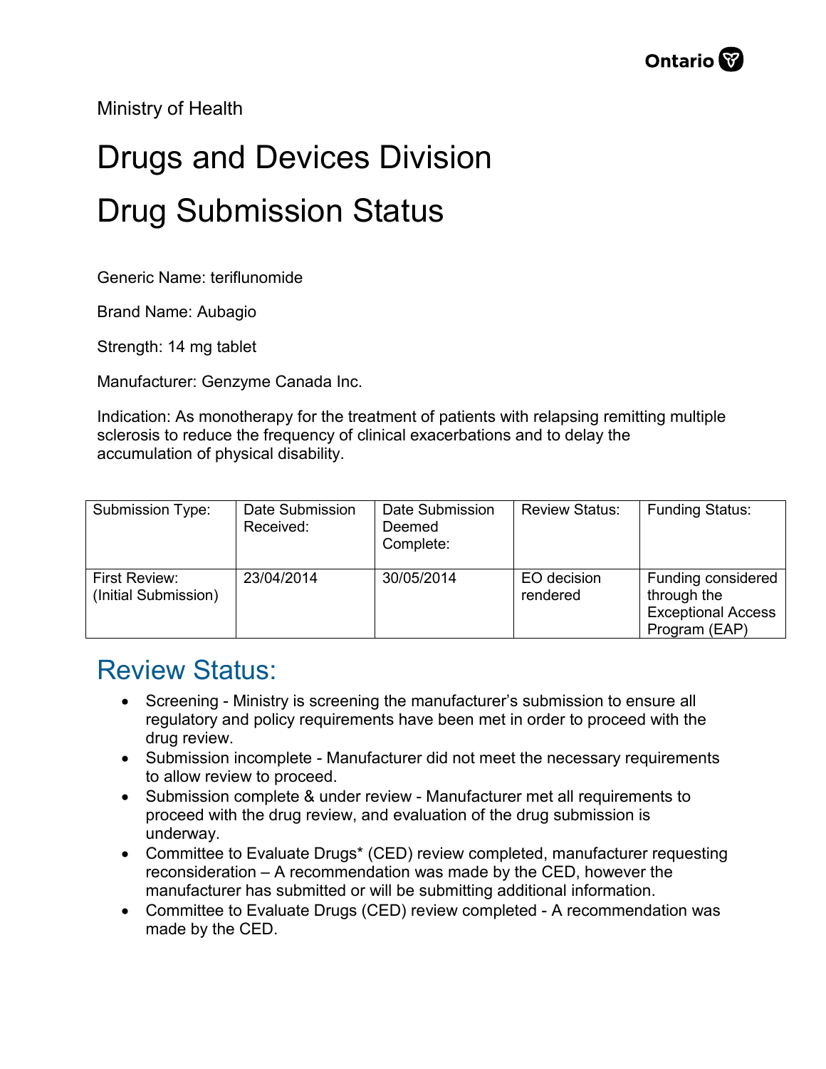Ministry of Health

# Drugs and Devices Division

# Drug Submission Status

Generic Name: teriflunomide

Brand Name: Aubagio

Strength: 14 mg tablet

Manufacturer: Genzyme Canada Inc.

Indication: As monotherapy for the treatment of patients with relapsing remitting multiple sclerosis to reduce the frequency of clinical exacerbations and to delay the accumulation of physical disability.

| Submission Type: | Date Submission Received: | Date Submission Deemed Complete: | Review Status: | Funding Status: |
|---|---|---|---|---|
| First Review: (Initial Submission) | 23/04/2014 | 30/05/2014 | EO decision rendered | Funding considered through the Exceptional Access Program (EAP) |

## Review Status:

- Screening - Ministry is screening the manufacturer's submission to ensure all regulatory and policy requirements have been met in order to proceed with the drug review.
- Submission incomplete - Manufacturer did not meet the necessary requirements to allow review to proceed.
- Submission complete & under review - Manufacturer met all requirements to proceed with the drug review, and evaluation of the drug submission is underway.
- Committee to Evaluate Drugs* (CED) review completed, manufacturer requesting reconsideration – A recommendation was made by the CED, however the manufacturer has submitted or will be submitting additional information.
- Committee to Evaluate Drugs (CED) review completed - A recommendation was made by the CED.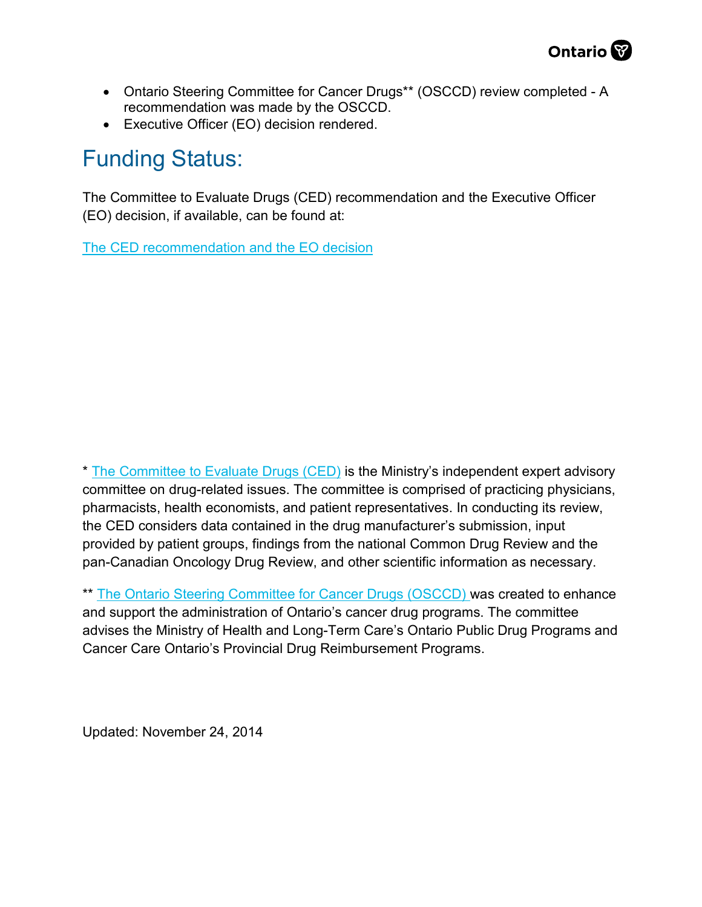- Ontario Steering Committee for Cancer Drugs** (OSCCD) review completed - A recommendation was made by the OSCCD.
- Executive Officer (EO) decision rendered.

# Funding Status:

The Committee to Evaluate Drugs (CED) recommendation and the Executive Officer (EO) decision, if available, can be found at:

The CED recommendation and the EO decision

* The Committee to Evaluate Drugs (CED) is the Ministry's independent expert advisory committee on drug-related issues. The committee is comprised of practicing physicians, pharmacists, health economists, and patient representatives. In conducting its review, the CED considers data contained in the drug manufacturer's submission, input provided by patient groups, findings from the national Common Drug Review and the pan-Canadian Oncology Drug Review, and other scientific information as necessary.

** The Ontario Steering Committee for Cancer Drugs (OSCCD) was created to enhance and support the administration of Ontario's cancer drug programs. The committee advises the Ministry of Health and Long-Term Care's Ontario Public Drug Programs and Cancer Care Ontario's Provincial Drug Reimbursement Programs.

Updated: November 24, 2014